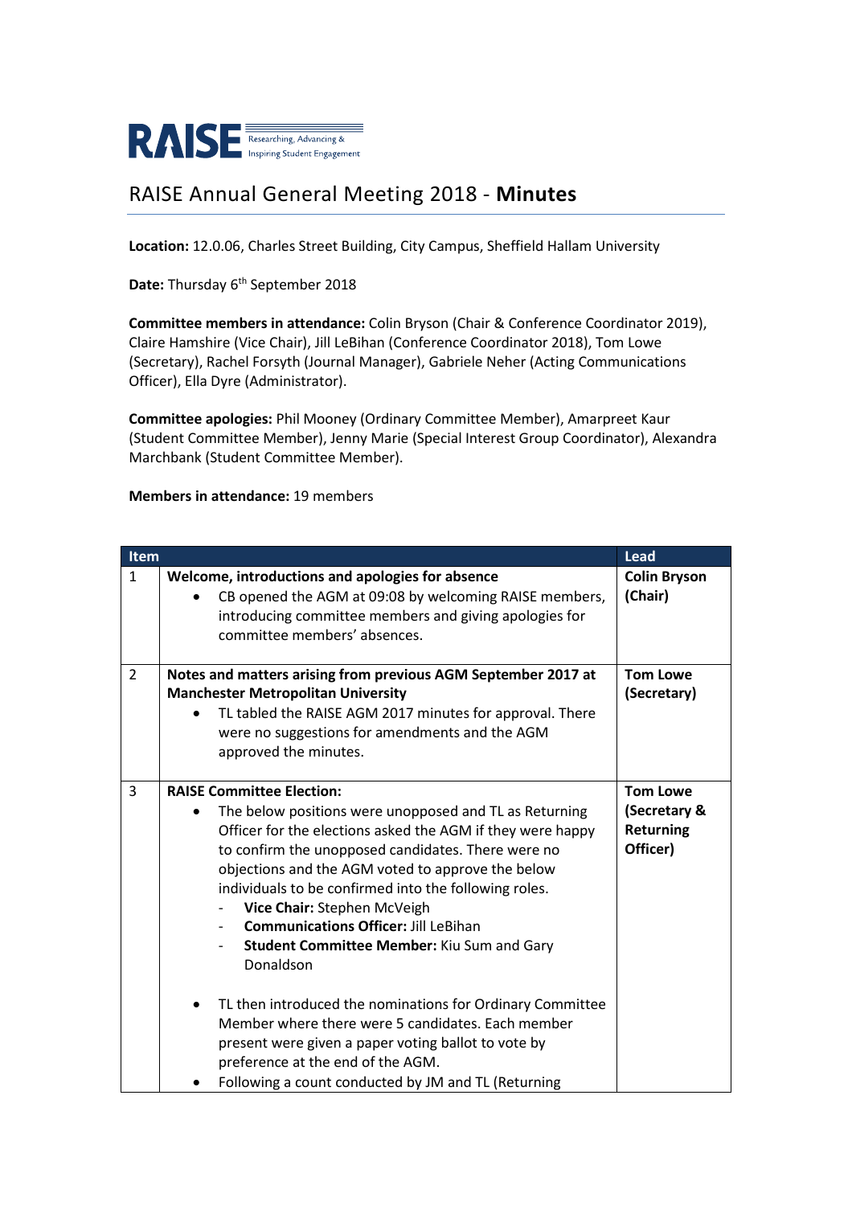RAISE Researching, Advancing & Inspiring Student Engagement

# RAISE Annual General Meeting 2018 - **Minutes**

**Location:** 12.0.06, Charles Street Building, City Campus, Sheffield Hallam University

**Date:** Thursday 6th September 2018

**Committee members in attendance:** Colin Bryson (Chair & Conference Coordinator 2019), Claire Hamshire (Vice Chair), Jill LeBihan (Conference Coordinator 2018), Tom Lowe (Secretary), Rachel Forsyth (Journal Manager), Gabriele Neher (Acting Communications Officer), Ella Dyre (Administrator).

**Committee apologies:** Phil Mooney (Ordinary Committee Member), Amarpreet Kaur (Student Committee Member), Jenny Marie (Special Interest Group Coordinator), Alexandra Marchbank (Student Committee Member).

**Members in attendance:** 19 members

| Item | | Lead |
|---|---|---|
| 1 | **Welcome, introductions and apologies for absence**<br>• CB opened the AGM at 09:08 by welcoming RAISE members, introducing committee members and giving apologies for committee members' absences. | **Colin Bryson (Chair)** |
| 2 | **Notes and matters arising from previous AGM September 2017 at Manchester Metropolitan University**<br>• TL tabled the RAISE AGM 2017 minutes for approval. There were no suggestions for amendments and the AGM approved the minutes. | **Tom Lowe (Secretary)** |
| 3 | **RAISE Committee Election:**<br>• The below positions were unopposed and TL as Returning Officer for the elections asked the AGM if they were happy to confirm the unopposed candidates. There were no objections and the AGM voted to approve the below individuals to be confirmed into the following roles.<br>- **Vice Chair:** Stephen McVeigh<br>- **Communications Officer:** Jill LeBihan<br>- **Student Committee Member:** Kiu Sum and Gary Donaldson<br><br>• TL then introduced the nominations for Ordinary Committee Member where there were 5 candidates. Each member present were given a paper voting ballot to vote by preference at the end of the AGM.<br>• Following a count conducted by JM and TL (Returning | **Tom Lowe (Secretary & Returning Officer)** |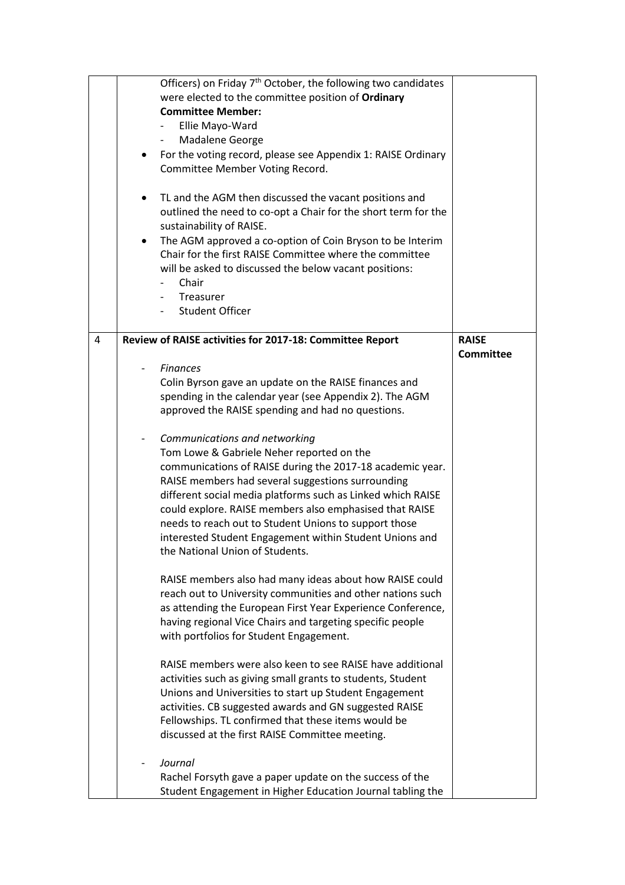| | | |
|---|---|---|
| | Officers) on Friday 7th October, the following two candidates were elected to the committee position of **Ordinary Committee Member:**<br>- Ellie Mayo-Ward<br>- Madalene George<br>• For the voting record, please see Appendix 1: RAISE Ordinary Committee Member Voting Record.<br><br>• TL and the AGM then discussed the vacant positions and outlined the need to co-opt a Chair for the short term for the sustainability of RAISE.<br>• The AGM approved a co-option of Coin Bryson to be Interim Chair for the first RAISE Committee where the committee will be asked to discussed the below vacant positions:<br>- Chair<br>- Treasurer<br>- Student Officer | |
| 4 | **Review of RAISE activities for 2017-18: Committee Report**<br><br>- *Finances*<br>Colin Byrson gave an update on the RAISE finances and spending in the calendar year (see Appendix 2). The AGM approved the RAISE spending and had no questions.<br><br>- *Communications and networking*<br>Tom Lowe & Gabriele Neher reported on the communications of RAISE during the 2017-18 academic year. RAISE members had several suggestions surrounding different social media platforms such as Linked which RAISE could explore. RAISE members also emphasised that RAISE needs to reach out to Student Unions to support those interested Student Engagement within Student Unions and the National Union of Students.<br><br>RAISE members also had many ideas about how RAISE could reach out to University communities and other nations such as attending the European First Year Experience Conference, having regional Vice Chairs and targeting specific people with portfolios for Student Engagement.<br><br>RAISE members were also keen to see RAISE have additional activities such as giving small grants to students, Student Unions and Universities to start up Student Engagement activities. CB suggested awards and GN suggested RAISE Fellowships. TL confirmed that these items would be discussed at the first RAISE Committee meeting.<br><br>- *Journal*<br>Rachel Forsyth gave a paper update on the success of the Student Engagement in Higher Education Journal tabling the | **RAISE Committee** |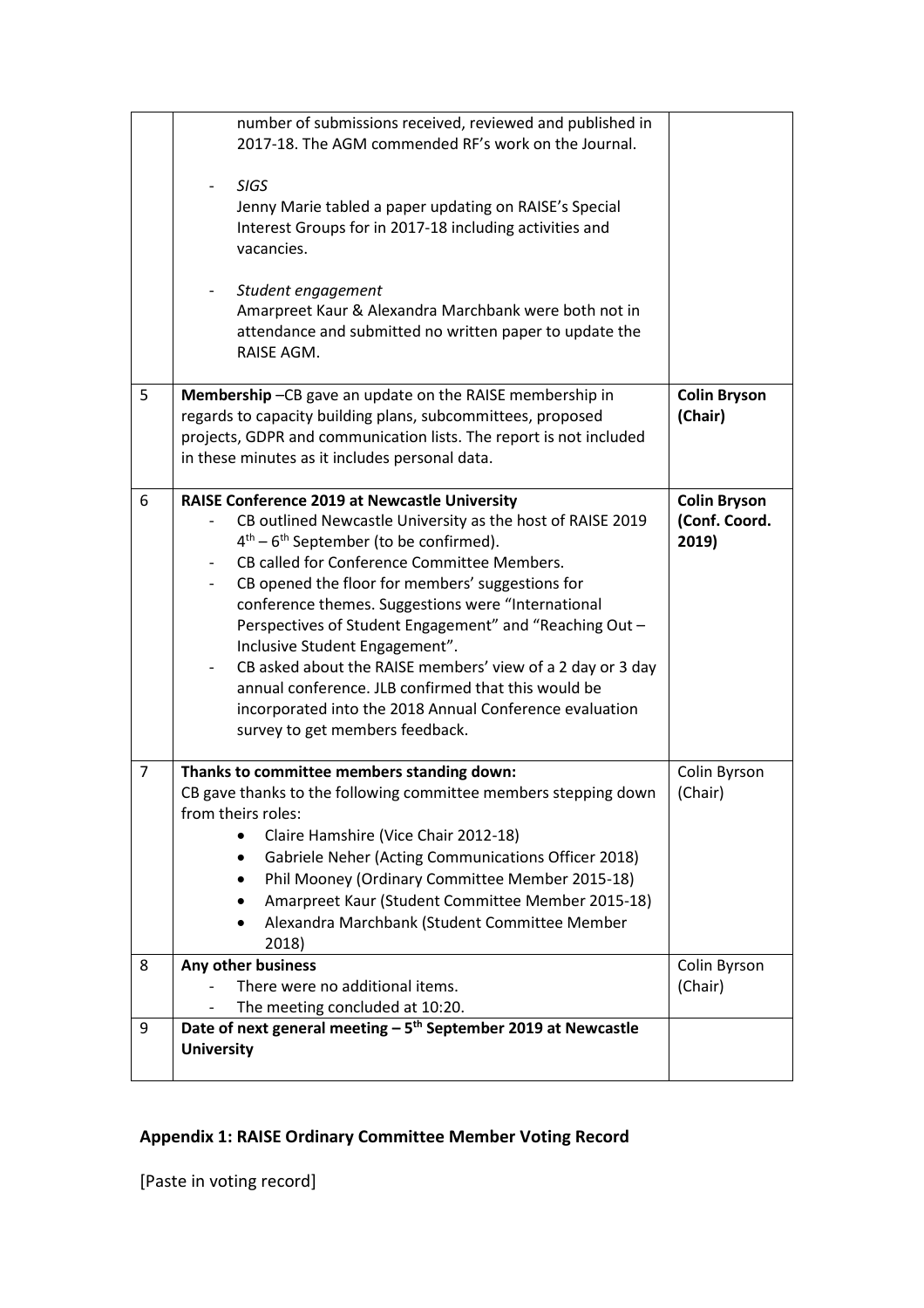| | | |
|---|---|---|
| | number of submissions received, reviewed and published in 2017-18. The AGM commended RF's work on the Journal.<br><br>- *SIGS*<br>Jenny Marie tabled a paper updating on RAISE's Special Interest Groups for in 2017-18 including activities and vacancies.<br><br>- *Student engagement*<br>Amarpreet Kaur & Alexandra Marchbank were both not in attendance and submitted no written paper to update the RAISE AGM. | |
| 5 | **Membership** –CB gave an update on the RAISE membership in regards to capacity building plans, subcommittees, proposed projects, GDPR and communication lists. The report is not included in these minutes as it includes personal data. | **Colin Bryson (Chair)** |
| 6 | **RAISE Conference 2019 at Newcastle University**<br>- CB outlined Newcastle University as the host of RAISE 2019 4th – 6th September (to be confirmed).<br>- CB called for Conference Committee Members.<br>- CB opened the floor for members' suggestions for conference themes. Suggestions were "International Perspectives of Student Engagement" and "Reaching Out – Inclusive Student Engagement".<br>- CB asked about the RAISE members' view of a 2 day or 3 day annual conference. JLB confirmed that this would be incorporated into the 2018 Annual Conference evaluation survey to get members feedback. | **Colin Bryson (Conf. Coord. 2019)** |
| 7 | **Thanks to committee members standing down:**<br>CB gave thanks to the following committee members stepping down from theirs roles:<br>• Claire Hamshire (Vice Chair 2012-18)<br>• Gabriele Neher (Acting Communications Officer 2018)<br>• Phil Mooney (Ordinary Committee Member 2015-18)<br>• Amarpreet Kaur (Student Committee Member 2015-18)<br>• Alexandra Marchbank (Student Committee Member 2018) | Colin Byrson (Chair) |
| 8 | **Any other business**<br>- There were no additional items.<br>- The meeting concluded at 10:20. | Colin Byrson (Chair) |
| 9 | **Date of next general meeting – 5th September 2019 at Newcastle University** | |

## Appendix 1: RAISE Ordinary Committee Member Voting Record

[Paste in voting record]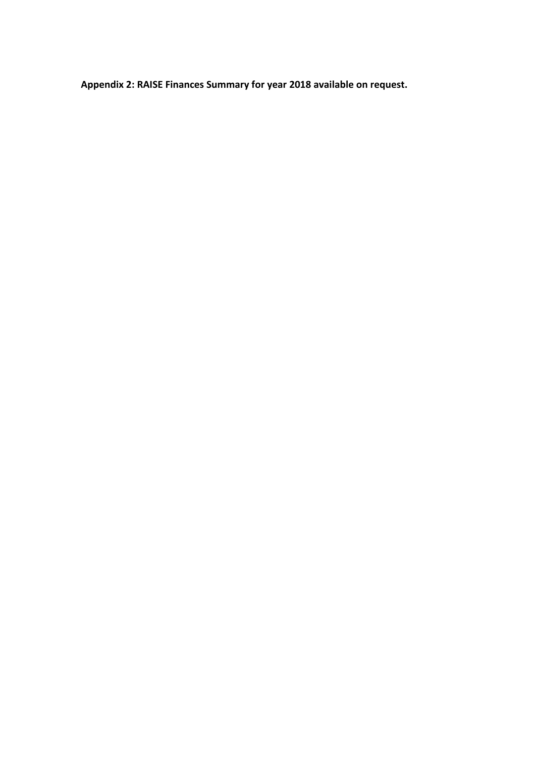**Appendix 2: RAISE Finances Summary for year 2018 available on request.**